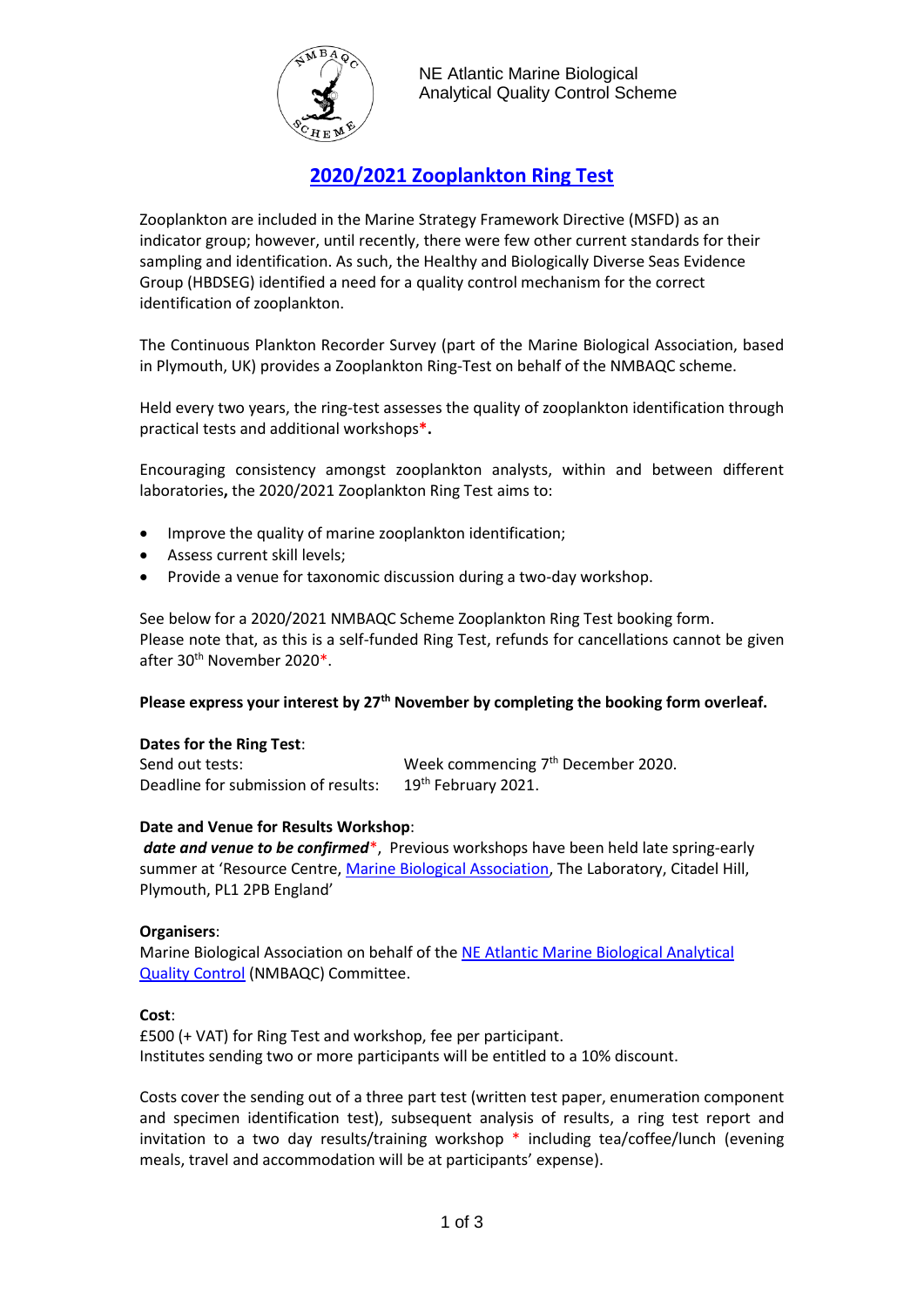NE Atlantic Marine Biological
Analytical Quality Control Scheme

# 2020/2021 Zooplankton Ring Test

Zooplankton are included in the Marine Strategy Framework Directive (MSFD) as an indicator group; however, until recently, there were few other current standards for their sampling and identification. As such, the Healthy and Biologically Diverse Seas Evidence Group (HBDSEG) identified a need for a quality control mechanism for the correct identification of zooplankton.

The Continuous Plankton Recorder Survey (part of the Marine Biological Association, based in Plymouth, UK) provides a Zooplankton Ring-Test on behalf of the NMBAQC scheme.

Held every two years, the ring-test assesses the quality of zooplankton identification through practical tests and additional workshops*.

Encouraging consistency amongst zooplankton analysts, within and between different laboratories, the 2020/2021 Zooplankton Ring Test aims to:

- Improve the quality of marine zooplankton identification;
- Assess current skill levels;
- Provide a venue for taxonomic discussion during a two-day workshop.

See below for a 2020/2021 NMBAQC Scheme Zooplankton Ring Test booking form.
Please note that, as this is a self-funded Ring Test, refunds for cancellations cannot be given after 30th November 2020*.

**Please express your interest by 27th November by completing the booking form overleaf.**

**Dates for the Ring Test**:

Send out tests: Week commencing 7th December 2020.
Deadline for submission of results: 19th February 2021.

**Date and Venue for Results Workshop**:

***date and venue to be confirmed****, Previous workshops have been held late spring-early summer at 'Resource Centre, Marine Biological Association, The Laboratory, Citadel Hill, Plymouth, PL1 2PB England'

**Organisers**:

Marine Biological Association on behalf of the NE Atlantic Marine Biological Analytical Quality Control (NMBAQC) Committee.

**Cost**:

£500 (+ VAT) for Ring Test and workshop, fee per participant.
Institutes sending two or more participants will be entitled to a 10% discount.

Costs cover the sending out of a three part test (written test paper, enumeration component and specimen identification test), subsequent analysis of results, a ring test report and invitation to a two day results/training workshop * including tea/coffee/lunch (evening meals, travel and accommodation will be at participants' expense).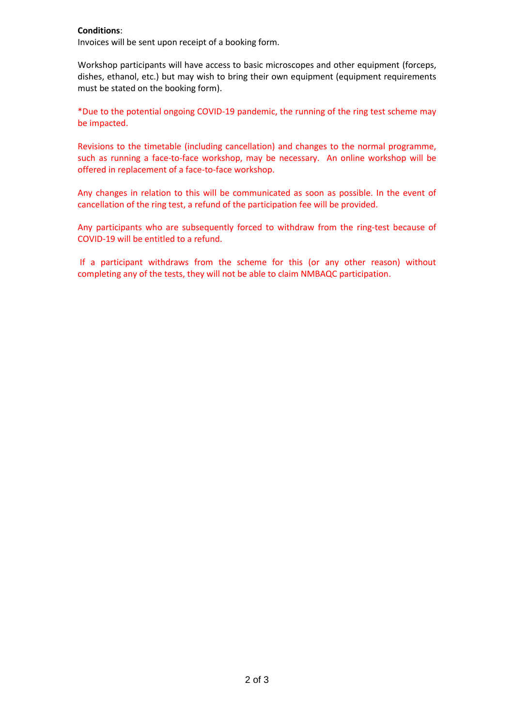**Conditions**:

Invoices will be sent upon receipt of a booking form.

Workshop participants will have access to basic microscopes and other equipment (forceps, dishes, ethanol, etc.) but may wish to bring their own equipment (equipment requirements must be stated on the booking form).

*Due to the potential ongoing COVID-19 pandemic, the running of the ring test scheme may be impacted.

Revisions to the timetable (including cancellation) and changes to the normal programme, such as running a face-to-face workshop, may be necessary. An online workshop will be offered in replacement of a face-to-face workshop.

Any changes in relation to this will be communicated as soon as possible. In the event of cancellation of the ring test, a refund of the participation fee will be provided.

Any participants who are subsequently forced to withdraw from the ring-test because of COVID-19 will be entitled to a refund.

If a participant withdraws from the scheme for this (or any other reason) without completing any of the tests, they will not be able to claim NMBAQC participation.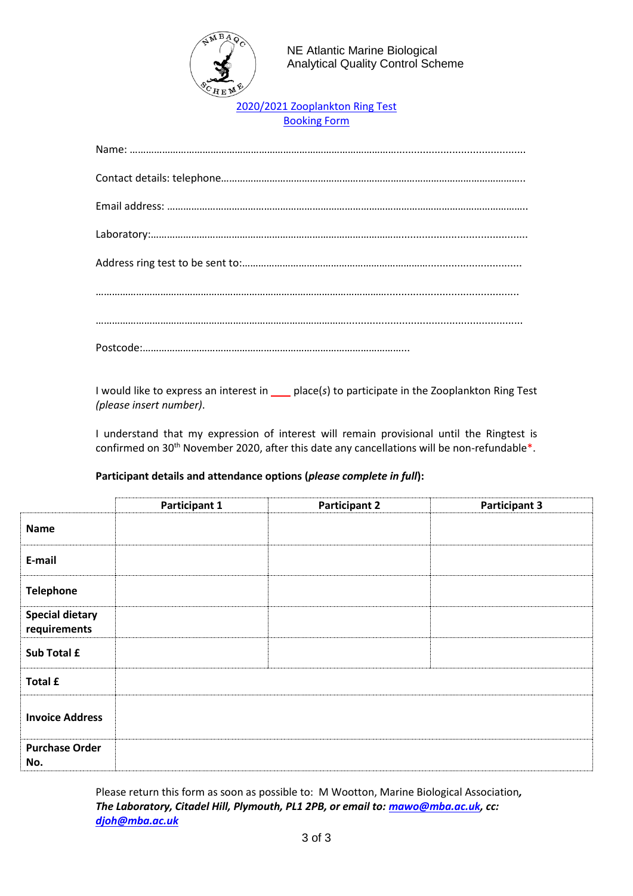NE Atlantic Marine Biological
Analytical Quality Control Scheme

## 2020/2021 Zooplankton Ring Test
## Booking Form

Name: ……………………………………………………………………………………………………………………………

Contact details: telephone………………………………………………………………………………………………

Email address: ……………………………………………………………………………………………………………

Laboratory:…………………………………………………………………………………………………………………

Address ring test to be sent to:………………………………………………………………………………

……………………………………………………………………………………………………………………………………

……………………………………………………………………………………………………………………………………

Postcode:…………………………………………………………………………………

I would like to express an interest in ___ place(*s*) to participate in the Zooplankton Ring Test *(please insert number)*.

I understand that my expression of interest will remain provisional until the Ringtest is confirmed on 30th November 2020, after this date any cancellations will be non-refundable*.

**Participant details and attendance options (*please complete in full*):**

| | Participant 1 | Participant 2 | Participant 3 |
|---|---|---|---|
| **Name** | | | |
| **E-mail** | | | |
| **Telephone** | | | |
| **Special dietary requirements** | | | |
| **Sub Total £** | | | |
| **Total £** | | | |
| **Invoice Address** | | | |
| **Purchase Order No.** | | | |

Please return this form as soon as possible to: M Wootton, Marine Biological Association*, The Laboratory, Citadel Hill, Plymouth, PL1 2PB, or email to: mawo@mba.ac.uk, cc: djoh@mba.ac.uk*